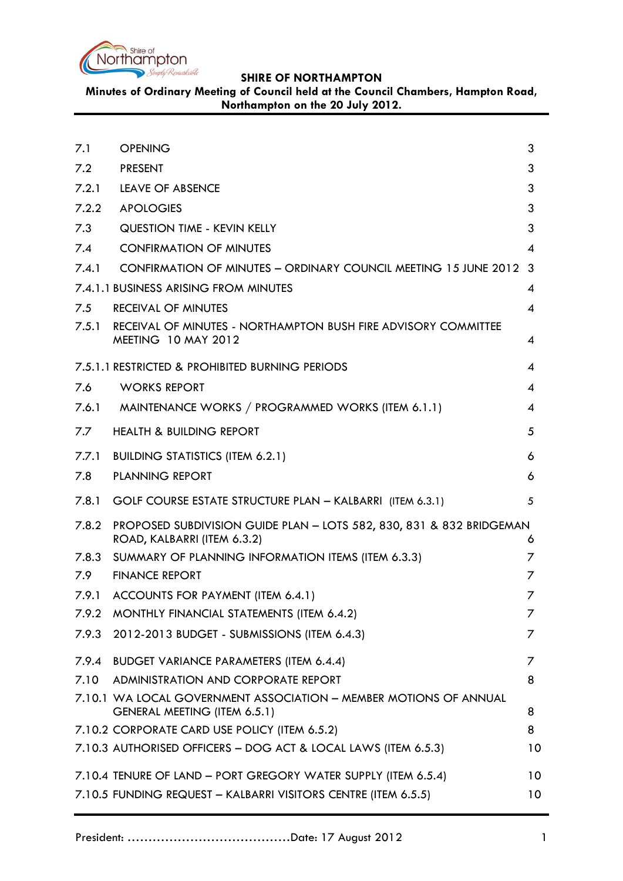**SHIRE OF NORTHAMPTON**

**Minutes of Ordinary Meeting of Council held at the Council Chambers, Hampton Road, Northampton on the 20 July 2012.**

| | | |
|---|---|---|
| 7.1 | OPENING | 3 |
| 7.2 | PRESENT | 3 |
| 7.2.1 | LEAVE OF ABSENCE | 3 |
| 7.2.2 | APOLOGIES | 3 |
| 7.3 | QUESTION TIME - KEVIN KELLY | 3 |
| 7.4 | CONFIRMATION OF MINUTES | 4 |
| 7.4.1 | CONFIRMATION OF MINUTES – ORDINARY COUNCIL MEETING 15 JUNE 2012 | 3 |
| 7.4.1.1 | BUSINESS ARISING FROM MINUTES | 4 |
| 7.5 | RECEIVAL OF MINUTES | 4 |
| 7.5.1 | RECEIVAL OF MINUTES - NORTHAMPTON BUSH FIRE ADVISORY COMMITTEE MEETING 10 MAY 2012 | 4 |
| 7.5.1.1 | RESTRICTED & PROHIBITED BURNING PERIODS | 4 |
| 7.6 | WORKS REPORT | 4 |
| 7.6.1 | MAINTENANCE WORKS / PROGRAMMED WORKS (ITEM 6.1.1) | 4 |
| 7.7 | HEALTH & BUILDING REPORT | 5 |
| 7.7.1 | BUILDING STATISTICS (ITEM 6.2.1) | 6 |
| 7.8 | PLANNING REPORT | 6 |
| 7.8.1 | GOLF COURSE ESTATE STRUCTURE PLAN – KALBARRI (ITEM 6.3.1) | 5 |
| 7.8.2 | PROPOSED SUBDIVISION GUIDE PLAN – LOTS 582, 830, 831 & 832 BRIDGEMAN ROAD, KALBARRI (ITEM 6.3.2) | 6 |
| 7.8.3 | SUMMARY OF PLANNING INFORMATION ITEMS (ITEM 6.3.3) | 7 |
| 7.9 | FINANCE REPORT | 7 |
| 7.9.1 | ACCOUNTS FOR PAYMENT (ITEM 6.4.1) | 7 |
| 7.9.2 | MONTHLY FINANCIAL STATEMENTS (ITEM 6.4.2) | 7 |
| 7.9.3 | 2012-2013 BUDGET - SUBMISSIONS (ITEM 6.4.3) | 7 |
| 7.9.4 | BUDGET VARIANCE PARAMETERS (ITEM 6.4.4) | 7 |
| 7.10 | ADMINISTRATION AND CORPORATE REPORT | 8 |
| 7.10.1 | WA LOCAL GOVERNMENT ASSOCIATION – MEMBER MOTIONS OF ANNUAL GENERAL MEETING (ITEM 6.5.1) | 8 |
| 7.10.2 | CORPORATE CARD USE POLICY (ITEM 6.5.2) | 8 |
| 7.10.3 | AUTHORISED OFFICERS – DOG ACT & LOCAL LAWS (ITEM 6.5.3) | 10 |
| 7.10.4 | TENURE OF LAND – PORT GREGORY WATER SUPPLY (ITEM 6.5.4) | 10 |
| 7.10.5 | FUNDING REQUEST – KALBARRI VISITORS CENTRE (ITEM 6.5.5) | 10 |

President: ……………………………………Date: 17 August 2012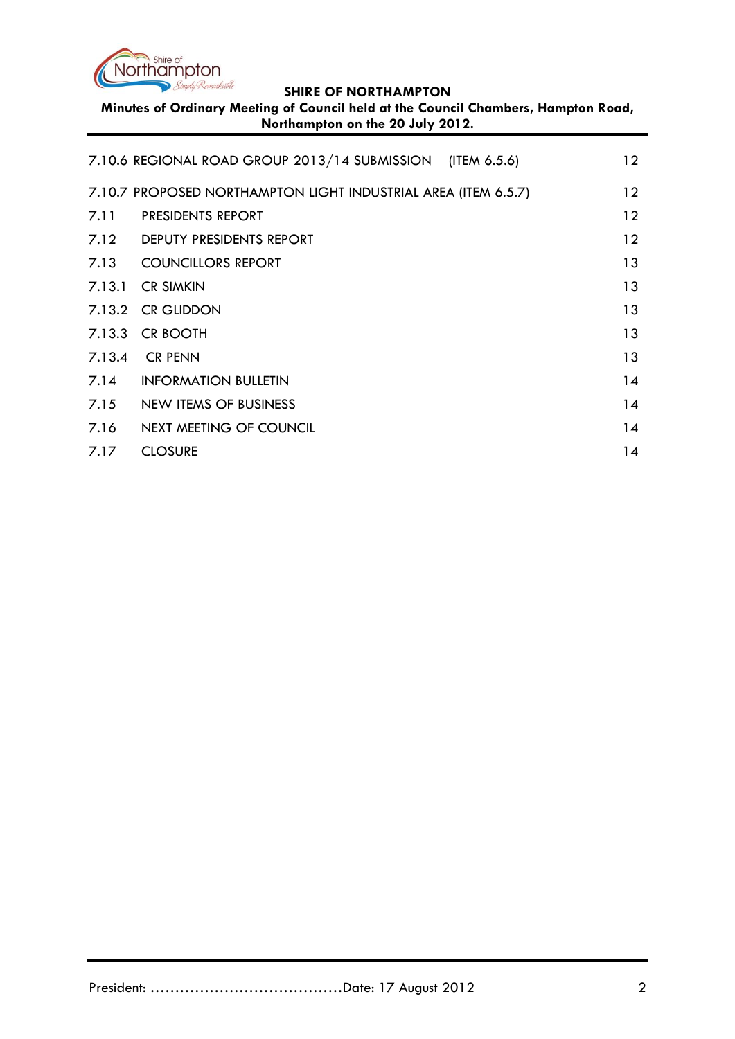| | | |
|---|---|---|
| 7.10.6 | REGIONAL ROAD GROUP 2013/14 SUBMISSION (ITEM 6.5.6) | 12 |
| 7.10.7 | PROPOSED NORTHAMPTON LIGHT INDUSTRIAL AREA (ITEM 6.5.7) | 12 |
| 7.11 | PRESIDENTS REPORT | 12 |
| 7.12 | DEPUTY PRESIDENTS REPORT | 12 |
| 7.13 | COUNCILLORS REPORT | 13 |
| 7.13.1 | CR SIMKIN | 13 |
| 7.13.2 | CR GLIDDON | 13 |
| 7.13.3 | CR BOOTH | 13 |
| 7.13.4 | CR PENN | 13 |
| 7.14 | INFORMATION BULLETIN | 14 |
| 7.15 | NEW ITEMS OF BUSINESS | 14 |
| 7.16 | NEXT MEETING OF COUNCIL | 14 |
| 7.17 | CLOSURE | 14 |

President: …………………………………Date: 17 August 2012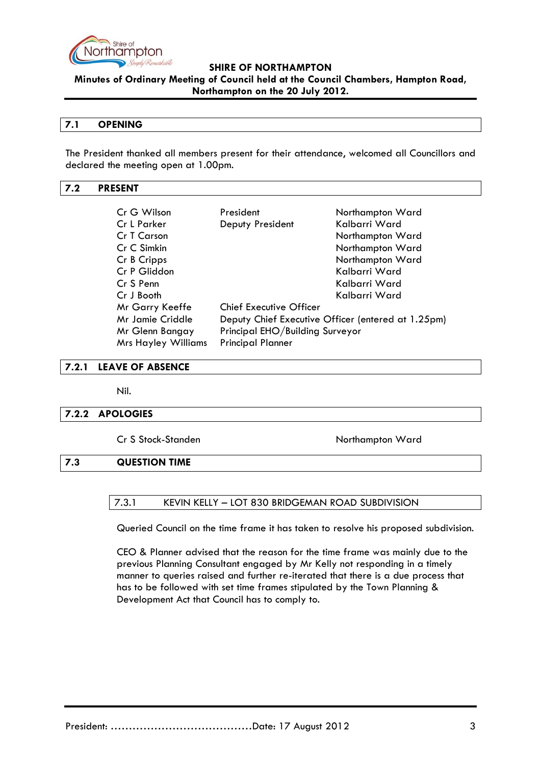## 7.1 OPENING

The President thanked all members present for their attendance, welcomed all Councillors and declared the meeting open at 1.00pm.

## 7.2 PRESENT

| | | |
|---|---|---|
| Cr G Wilson | President | Northampton Ward |
| Cr L Parker | Deputy President | Kalbarri Ward |
| Cr T Carson | | Northampton Ward |
| Cr C Simkin | | Northampton Ward |
| Cr B Cripps | | Northampton Ward |
| Cr P Gliddon | | Kalbarri Ward |
| Cr S Penn | | Kalbarri Ward |
| Cr J Booth | | Kalbarri Ward |
| Mr Garry Keeffe | Chief Executive Officer | |
| Mr Jamie Criddle | Deputy Chief Executive Officer (entered at 1.25pm) | |
| Mr Glenn Bangay | Principal EHO/Building Surveyor | |
| Mrs Hayley Williams | Principal Planner | |

## 7.2.1 LEAVE OF ABSENCE

Nil.

## 7.2.2 APOLOGIES

Cr S Stock-Standen Northampton Ward

## 7.3 QUESTION TIME

### 7.3.1 KEVIN KELLY – LOT 830 BRIDGEMAN ROAD SUBDIVISION

Queried Council on the time frame it has taken to resolve his proposed subdivision.

CEO & Planner advised that the reason for the time frame was mainly due to the previous Planning Consultant engaged by Mr Kelly not responding in a timely manner to queries raised and further re-iterated that there is a due process that has to be followed with set time frames stipulated by the Town Planning & Development Act that Council has to comply to.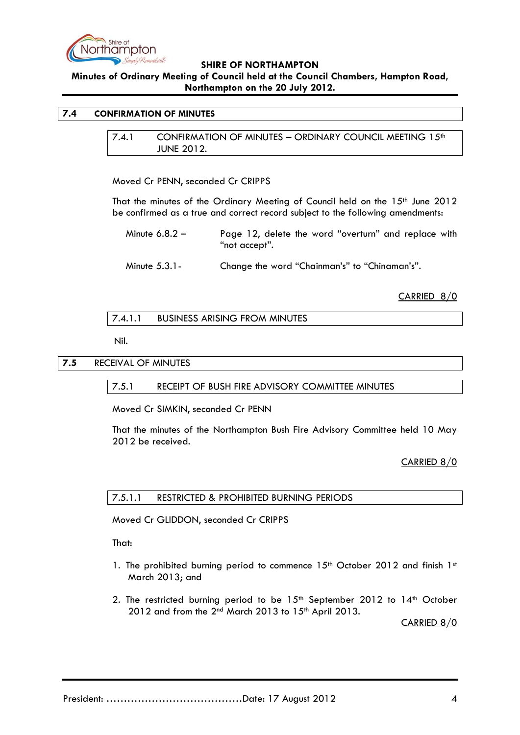## 7.4 CONFIRMATION OF MINUTES

### 7.4.1 CONFIRMATION OF MINUTES – ORDINARY COUNCIL MEETING 15th JUNE 2012.

Moved Cr PENN, seconded Cr CRIPPS

That the minutes of the Ordinary Meeting of Council held on the 15th June 2012 be confirmed as a true and correct record subject to the following amendments:

Minute 6.8.2 – Page 12, delete the word "overturn" and replace with "not accept".

Minute 5.3.1 - Change the word "Chainman's" to "Chinaman's".

CARRIED 8/0

#### 7.4.1.1 BUSINESS ARISING FROM MINUTES

Nil.

## 7.5 RECEIVAL OF MINUTES

### 7.5.1 RECEIPT OF BUSH FIRE ADVISORY COMMITTEE MINUTES

Moved Cr SIMKIN, seconded Cr PENN

That the minutes of the Northampton Bush Fire Advisory Committee held 10 May 2012 be received.

CARRIED 8/0

#### 7.5.1.1 RESTRICTED & PROHIBITED BURNING PERIODS

Moved Cr GLIDDON, seconded Cr CRIPPS

That:

1. The prohibited burning period to commence 15th October 2012 and finish 1st March 2013; and
2. The restricted burning period to be 15th September 2012 to 14th October 2012 and from the 2nd March 2013 to 15th April 2013.

CARRIED 8/0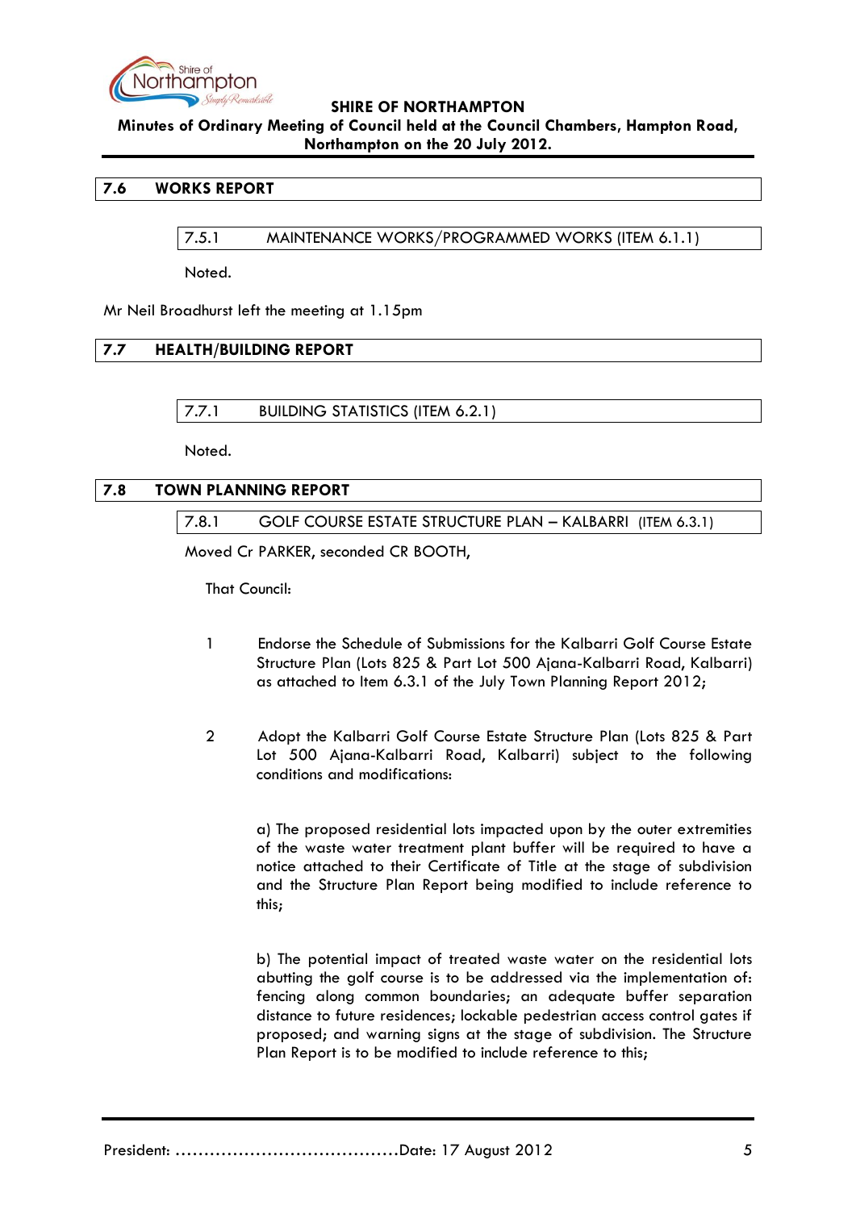## 7.6 WORKS REPORT

### 7.5.1 MAINTENANCE WORKS/PROGRAMMED WORKS (ITEM 6.1.1)

Noted.

Mr Neil Broadhurst left the meeting at 1.15pm

## 7.7 HEALTH/BUILDING REPORT

### 7.7.1 BUILDING STATISTICS (ITEM 6.2.1)

Noted.

## 7.8 TOWN PLANNING REPORT

### 7.8.1 GOLF COURSE ESTATE STRUCTURE PLAN – KALBARRI (ITEM 6.3.1)

Moved Cr PARKER, seconded CR BOOTH,

That Council:

1. Endorse the Schedule of Submissions for the Kalbarri Golf Course Estate Structure Plan (Lots 825 & Part Lot 500 Ajana-Kalbarri Road, Kalbarri) as attached to Item 6.3.1 of the July Town Planning Report 2012;

2. Adopt the Kalbarri Golf Course Estate Structure Plan (Lots 825 & Part Lot 500 Ajana-Kalbarri Road, Kalbarri) subject to the following conditions and modifications:

   a) The proposed residential lots impacted upon by the outer extremities of the waste water treatment plant buffer will be required to have a notice attached to their Certificate of Title at the stage of subdivision and the Structure Plan Report being modified to include reference to this;

   b) The potential impact of treated waste water on the residential lots abutting the golf course is to be addressed via the implementation of: fencing along common boundaries; an adequate buffer separation distance to future residences; lockable pedestrian access control gates if proposed; and warning signs at the stage of subdivision. The Structure Plan Report is to be modified to include reference to this;

President: ………………………………….Date: 17 August 2012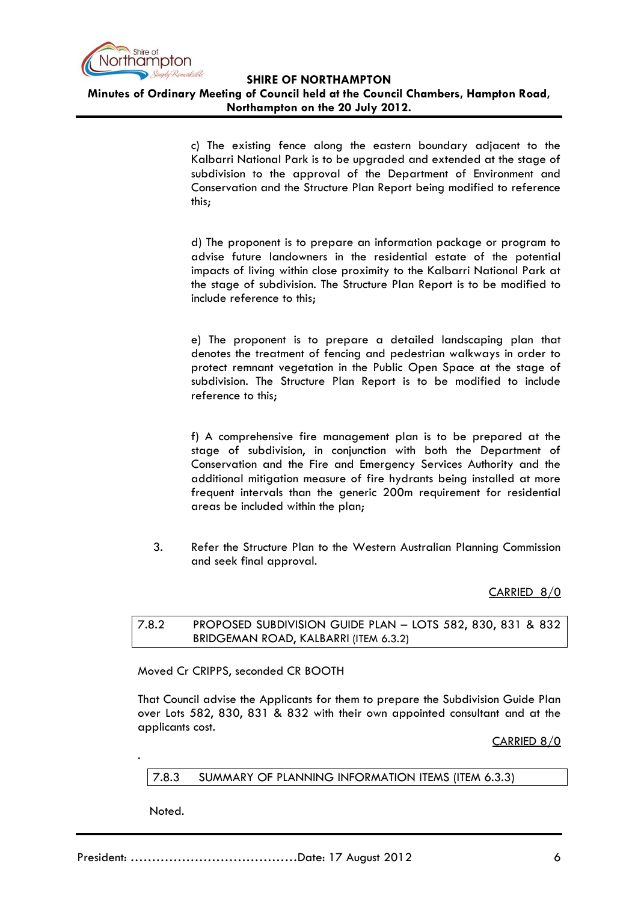c) The existing fence along the eastern boundary adjacent to the Kalbarri National Park is to be upgraded and extended at the stage of subdivision to the approval of the Department of Environment and Conservation and the Structure Plan Report being modified to reference this;

d) The proponent is to prepare an information package or program to advise future landowners in the residential estate of the potential impacts of living within close proximity to the Kalbarri National Park at the stage of subdivision. The Structure Plan Report is to be modified to include reference to this;

e) The proponent is to prepare a detailed landscaping plan that denotes the treatment of fencing and pedestrian walkways in order to protect remnant vegetation in the Public Open Space at the stage of subdivision. The Structure Plan Report is to be modified to include reference to this;

f) A comprehensive fire management plan is to be prepared at the stage of subdivision, in conjunction with both the Department of Conservation and the Fire and Emergency Services Authority and the additional mitigation measure of fire hydrants being installed at more frequent intervals than the generic 200m requirement for residential areas be included within the plan;

3. Refer the Structure Plan to the Western Australian Planning Commission and seek final approval.

CARRIED 8/0

## 7.8.2 PROPOSED SUBDIVISION GUIDE PLAN – LOTS 582, 830, 831 & 832 BRIDGEMAN ROAD, KALBARRI (ITEM 6.3.2)

Moved Cr CRIPPS, seconded CR BOOTH

That Council advise the Applicants for them to prepare the Subdivision Guide Plan over Lots 582, 830, 831 & 832 with their own appointed consultant and at the applicants cost.

CARRIED 8/0

.

## 7.8.3 SUMMARY OF PLANNING INFORMATION ITEMS (ITEM 6.3.3)

Noted.

President: ……………………………………Date: 17 August 2012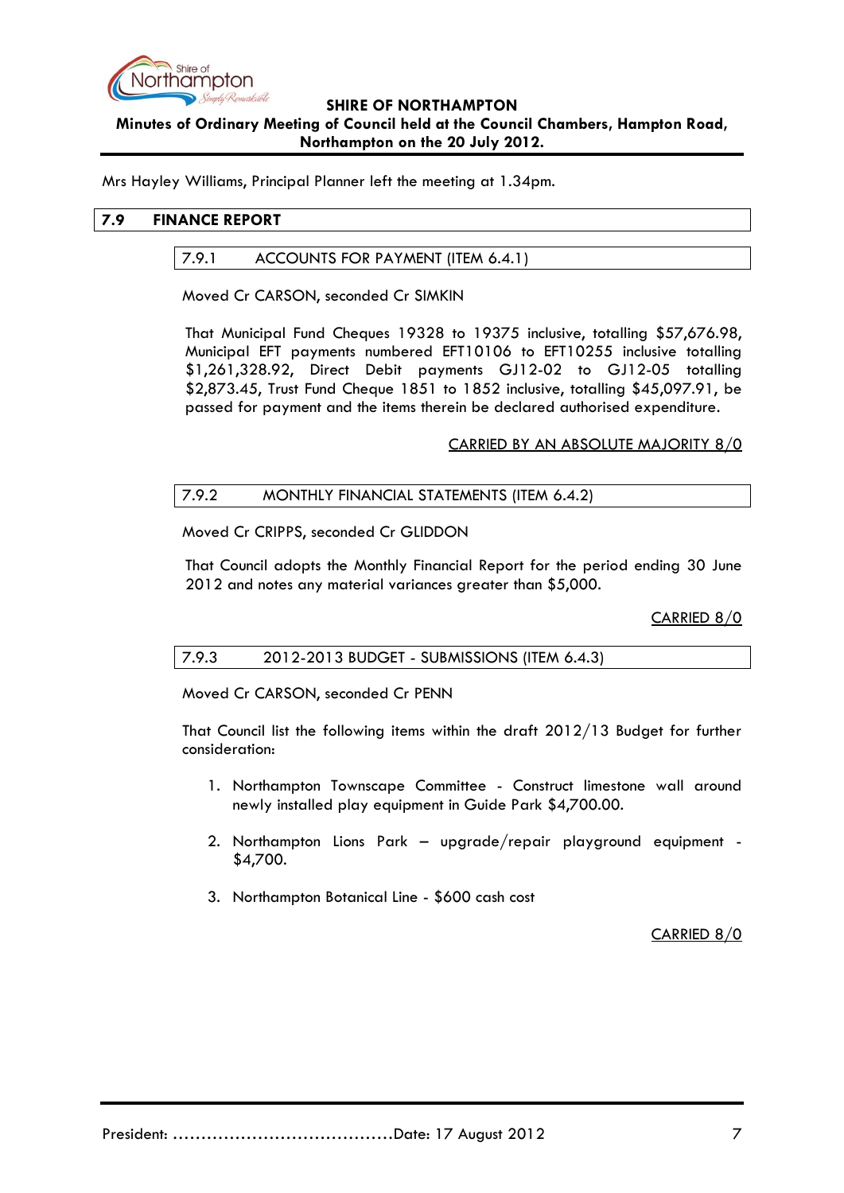Mrs Hayley Williams, Principal Planner left the meeting at 1.34pm.

## 7.9 FINANCE REPORT

### 7.9.1 ACCOUNTS FOR PAYMENT (ITEM 6.4.1)

Moved Cr CARSON, seconded Cr SIMKIN

That Municipal Fund Cheques 19328 to 19375 inclusive, totalling $57,676.98, Municipal EFT payments numbered EFT10106 to EFT10255 inclusive totalling $1,261,328.92, Direct Debit payments GJ12-02 to GJ12-05 totalling $2,873.45, Trust Fund Cheque 1851 to 1852 inclusive, totalling $45,097.91, be passed for payment and the items therein be declared authorised expenditure.

CARRIED BY AN ABSOLUTE MAJORITY 8/0

### 7.9.2 MONTHLY FINANCIAL STATEMENTS (ITEM 6.4.2)

Moved Cr CRIPPS, seconded Cr GLIDDON

That Council adopts the Monthly Financial Report for the period ending 30 June 2012 and notes any material variances greater than $5,000.

CARRIED 8/0

### 7.9.3 2012-2013 BUDGET - SUBMISSIONS (ITEM 6.4.3)

Moved Cr CARSON, seconded Cr PENN

That Council list the following items within the draft 2012/13 Budget for further consideration:

1. Northampton Townscape Committee - Construct limestone wall around newly installed play equipment in Guide Park $4,700.00.

2. Northampton Lions Park – upgrade/repair playground equipment - $4,700.

3. Northampton Botanical Line - $600 cash cost

CARRIED 8/0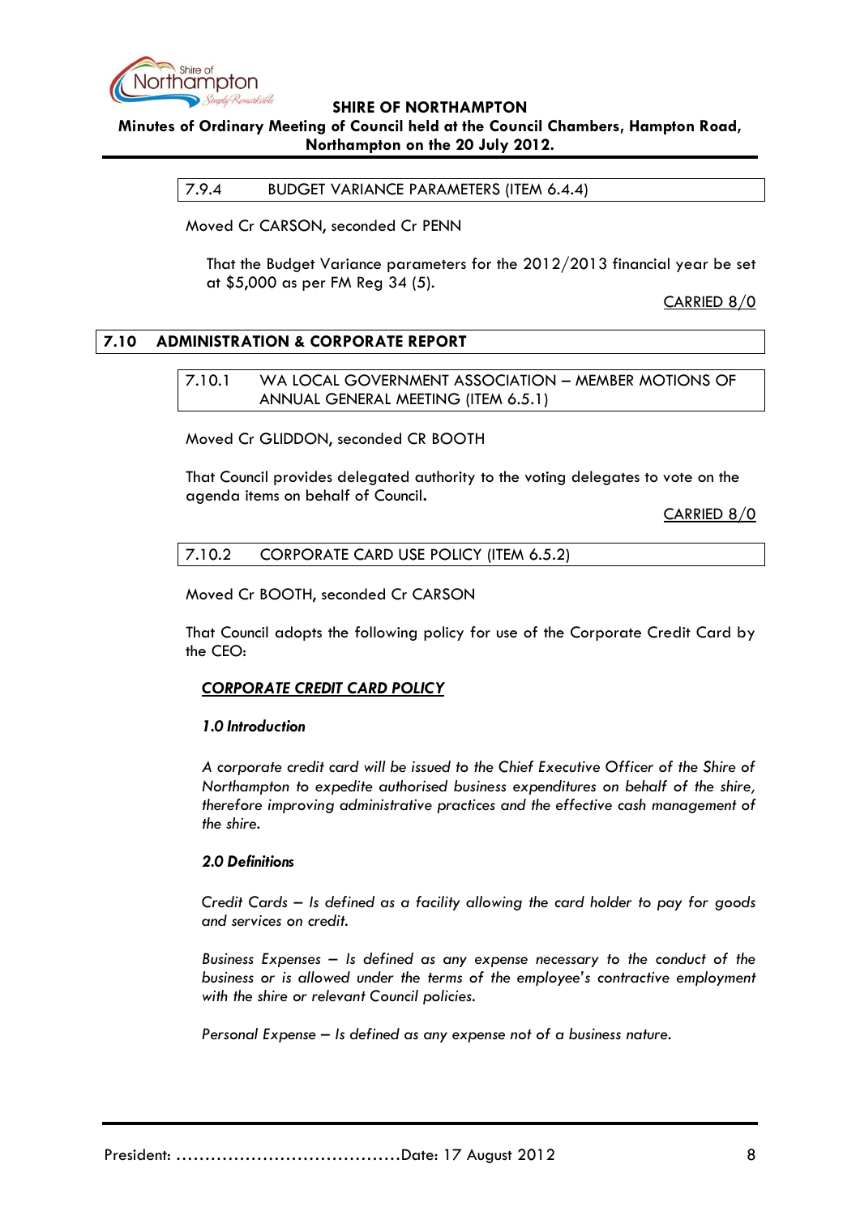7.9.4 BUDGET VARIANCE PARAMETERS (ITEM 6.4.4)

Moved Cr CARSON, seconded Cr PENN

That the Budget Variance parameters for the 2012/2013 financial year be set at $5,000 as per FM Reg 34 (5).

CARRIED 8/0

## 7.10 ADMINISTRATION & CORPORATE REPORT

7.10.1 WA LOCAL GOVERNMENT ASSOCIATION – MEMBER MOTIONS OF ANNUAL GENERAL MEETING (ITEM 6.5.1)

Moved Cr GLIDDON, seconded CR BOOTH

That Council provides delegated authority to the voting delegates to vote on the agenda items on behalf of Council.

CARRIED 8/0

7.10.2 CORPORATE CARD USE POLICY (ITEM 6.5.2)

Moved Cr BOOTH, seconded Cr CARSON

That Council adopts the following policy for use of the Corporate Credit Card by the CEO:

***CORPORATE CREDIT CARD POLICY***

***1.0 Introduction***

*A corporate credit card will be issued to the Chief Executive Officer of the Shire of Northampton to expedite authorised business expenditures on behalf of the shire, therefore improving administrative practices and the effective cash management of the shire.*

***2.0 Definitions***

*Credit Cards – Is defined as a facility allowing the card holder to pay for goods and services on credit.*

*Business Expenses – Is defined as any expense necessary to the conduct of the business or is allowed under the terms of the employee's contractive employment with the shire or relevant Council policies.*

*Personal Expense – Is defined as any expense not of a business nature.*

President: ……………………………………Date: 17 August 2012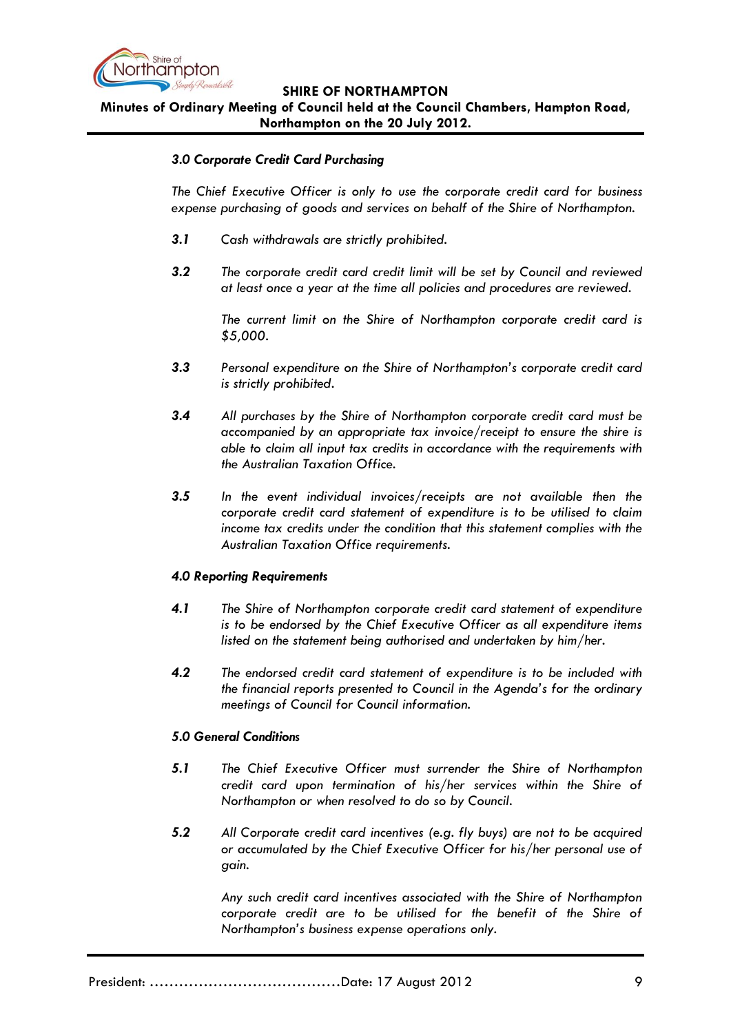### *3.0 Corporate Credit Card Purchasing*

*The Chief Executive Officer is only to use the corporate credit card for business expense purchasing of goods and services on behalf of the Shire of Northampton.*

***3.1*** *Cash withdrawals are strictly prohibited.*

***3.2*** *The corporate credit card credit limit will be set by Council and reviewed at least once a year at the time all policies and procedures are reviewed.*

*The current limit on the Shire of Northampton corporate credit card is $5,000.*

***3.3*** *Personal expenditure on the Shire of Northampton's corporate credit card is strictly prohibited.*

***3.4*** *All purchases by the Shire of Northampton corporate credit card must be accompanied by an appropriate tax invoice/receipt to ensure the shire is able to claim all input tax credits in accordance with the requirements with the Australian Taxation Office.*

***3.5*** *In the event individual invoices/receipts are not available then the corporate credit card statement of expenditure is to be utilised to claim income tax credits under the condition that this statement complies with the Australian Taxation Office requirements.*

### *4.0 Reporting Requirements*

***4.1*** *The Shire of Northampton corporate credit card statement of expenditure is to be endorsed by the Chief Executive Officer as all expenditure items listed on the statement being authorised and undertaken by him/her.*

***4.2*** *The endorsed credit card statement of expenditure is to be included with the financial reports presented to Council in the Agenda's for the ordinary meetings of Council for Council information.*

### *5.0 General Conditions*

***5.1*** *The Chief Executive Officer must surrender the Shire of Northampton credit card upon termination of his/her services within the Shire of Northampton or when resolved to do so by Council.*

***5.2*** *All Corporate credit card incentives (e.g. fly buys) are not to be acquired or accumulated by the Chief Executive Officer for his/her personal use of gain.*

*Any such credit card incentives associated with the Shire of Northampton corporate credit are to be utilised for the benefit of the Shire of Northampton's business expense operations only.*

President: ……………………………………Date: 17 August 2012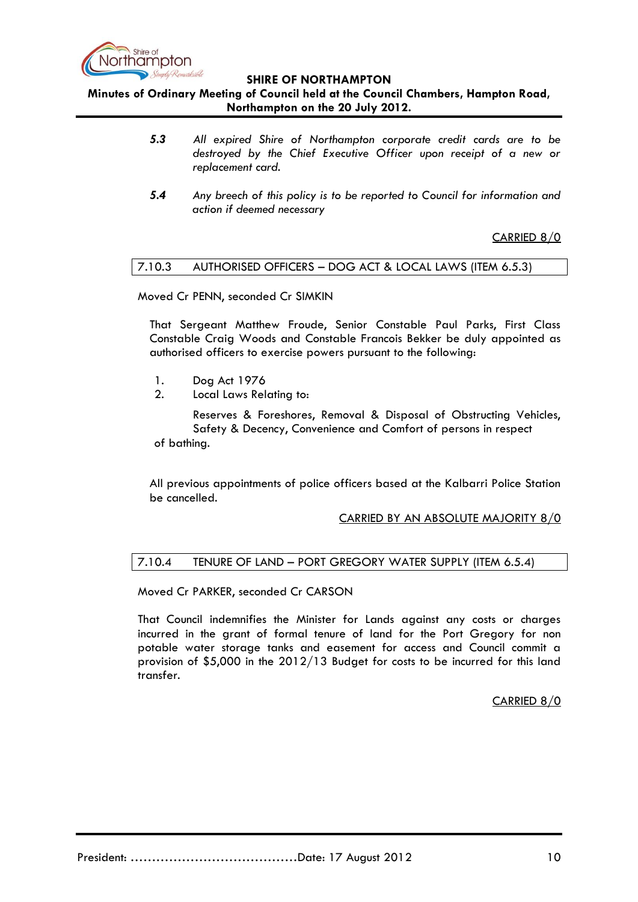**5.3** *All expired Shire of Northampton corporate credit cards are to be destroyed by the Chief Executive Officer upon receipt of a new or replacement card.*

**5.4** *Any breech of this policy is to be reported to Council for information and action if deemed necessary*

CARRIED 8/0

## 7.10.3 AUTHORISED OFFICERS – DOG ACT & LOCAL LAWS (ITEM 6.5.3)

Moved Cr PENN, seconded Cr SIMKIN

That Sergeant Matthew Froude, Senior Constable Paul Parks, First Class Constable Craig Woods and Constable Francois Bekker be duly appointed as authorised officers to exercise powers pursuant to the following:

1. Dog Act 1976
2. Local Laws Relating to:

   Reserves & Foreshores, Removal & Disposal of Obstructing Vehicles, Safety & Decency, Convenience and Comfort of persons in respect of bathing.

All previous appointments of police officers based at the Kalbarri Police Station be cancelled.

CARRIED BY AN ABSOLUTE MAJORITY 8/0

## 7.10.4 TENURE OF LAND – PORT GREGORY WATER SUPPLY (ITEM 6.5.4)

Moved Cr PARKER, seconded Cr CARSON

That Council indemnifies the Minister for Lands against any costs or charges incurred in the grant of formal tenure of land for the Port Gregory for non potable water storage tanks and easement for access and Council commit a provision of $5,000 in the 2012/13 Budget for costs to be incurred for this land transfer.

CARRIED 8/0

President: ……………………………………Date: 17 August 2012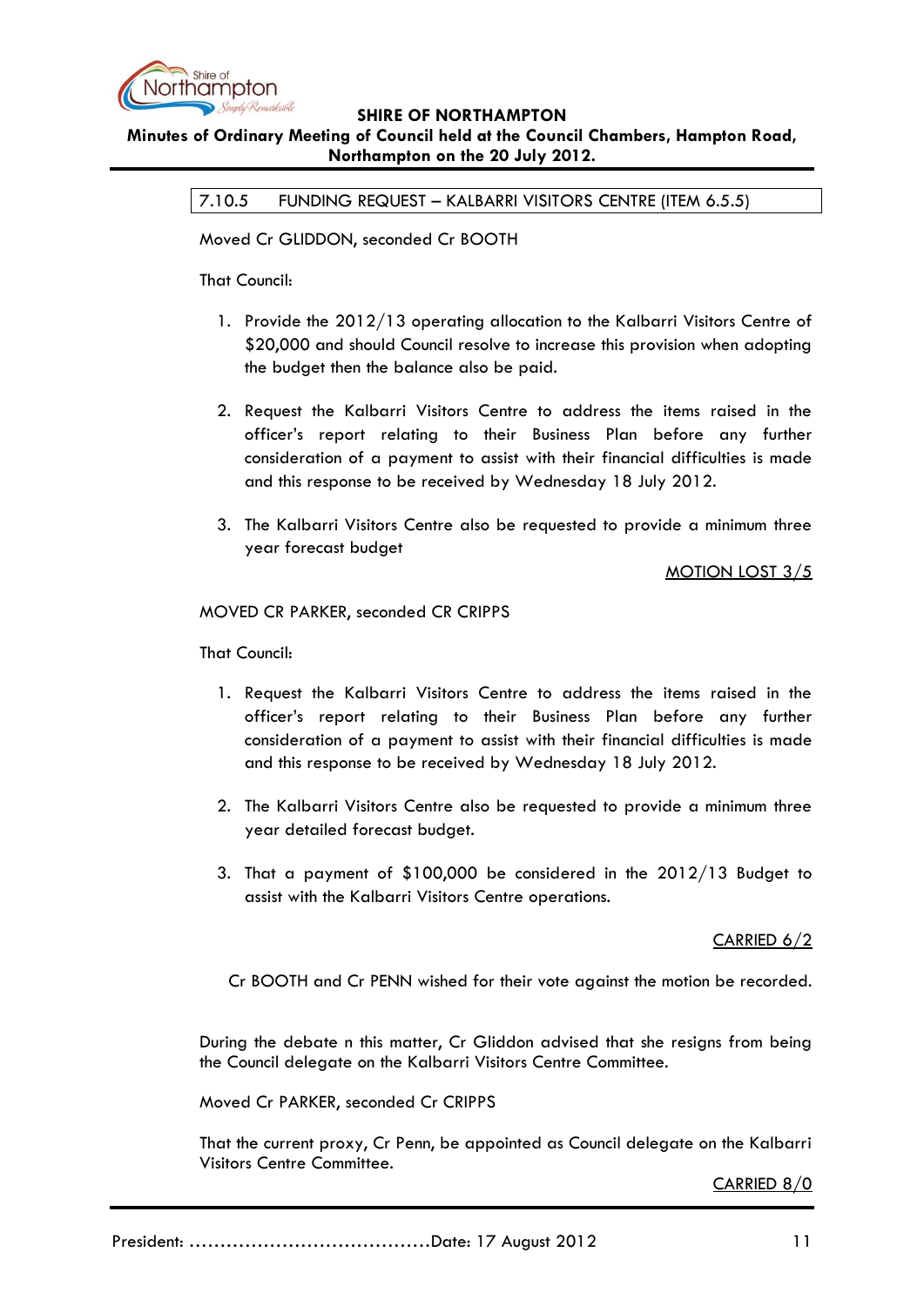### 7.10.5 FUNDING REQUEST – KALBARRI VISITORS CENTRE (ITEM 6.5.5)

Moved Cr GLIDDON, seconded Cr BOOTH

That Council:

1. Provide the 2012/13 operating allocation to the Kalbarri Visitors Centre of $20,000 and should Council resolve to increase this provision when adopting the budget then the balance also be paid.

2. Request the Kalbarri Visitors Centre to address the items raised in the officer's report relating to their Business Plan before any further consideration of a payment to assist with their financial difficulties is made and this response to be received by Wednesday 18 July 2012.

3. The Kalbarri Visitors Centre also be requested to provide a minimum three year forecast budget

<u>MOTION LOST 3/5</u>

MOVED CR PARKER, seconded CR CRIPPS

That Council:

1. Request the Kalbarri Visitors Centre to address the items raised in the officer's report relating to their Business Plan before any further consideration of a payment to assist with their financial difficulties is made and this response to be received by Wednesday 18 July 2012.

2. The Kalbarri Visitors Centre also be requested to provide a minimum three year detailed forecast budget.

3. That a payment of $100,000 be considered in the 2012/13 Budget to assist with the Kalbarri Visitors Centre operations.

<u>CARRIED 6/2</u>

Cr BOOTH and Cr PENN wished for their vote against the motion be recorded.

During the debate n this matter, Cr Gliddon advised that she resigns from being the Council delegate on the Kalbarri Visitors Centre Committee.

Moved Cr PARKER, seconded Cr CRIPPS

That the current proxy, Cr Penn, be appointed as Council delegate on the Kalbarri Visitors Centre Committee.

<u>CARRIED 8/0</u>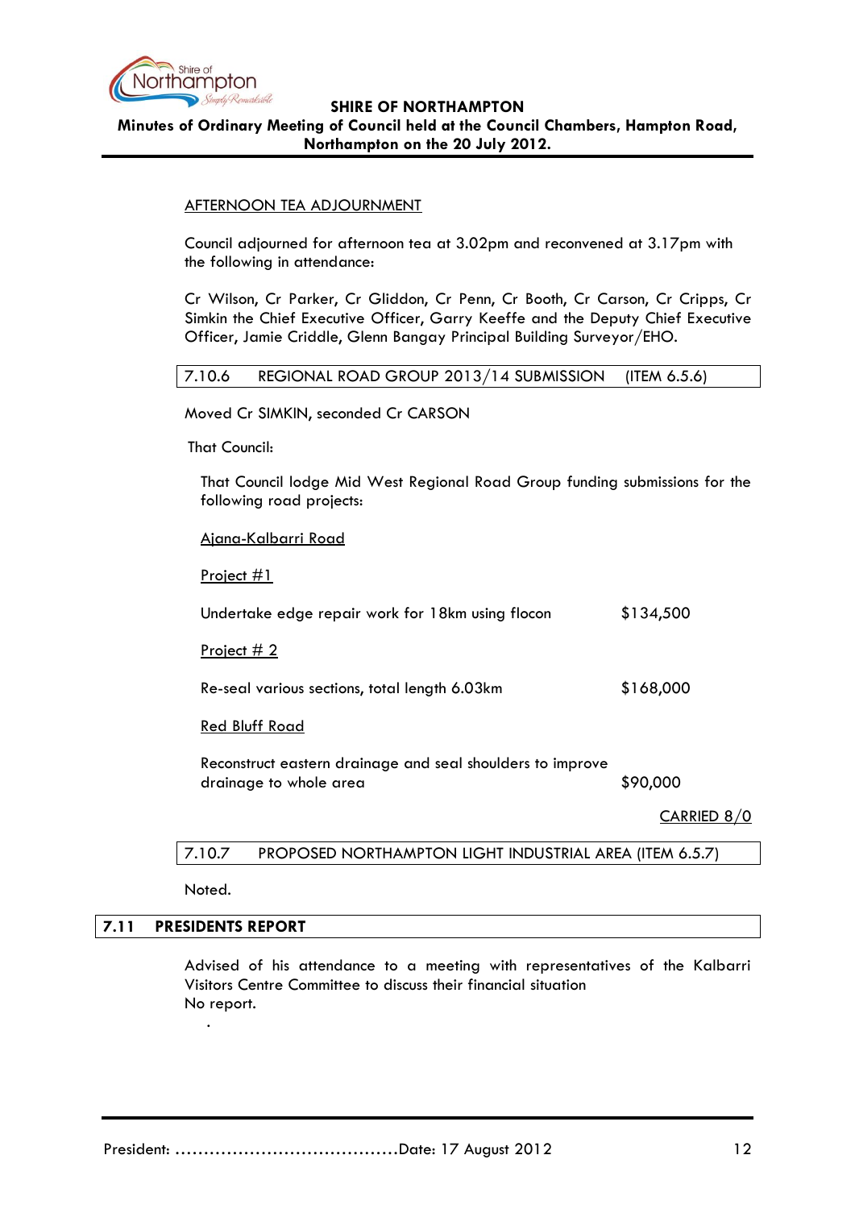AFTERNOON TEA ADJOURNMENT

Council adjourned for afternoon tea at 3.02pm and reconvened at 3.17pm with the following in attendance:

Cr Wilson, Cr Parker, Cr Gliddon, Cr Penn, Cr Booth, Cr Carson, Cr Cripps, Cr Simkin the Chief Executive Officer, Garry Keeffe and the Deputy Chief Executive Officer, Jamie Criddle, Glenn Bangay Principal Building Surveyor/EHO.

### 7.10.6 REGIONAL ROAD GROUP 2013/14 SUBMISSION (ITEM 6.5.6)

Moved Cr SIMKIN, seconded Cr CARSON

That Council:

That Council lodge Mid West Regional Road Group funding submissions for the following road projects:

Ajana-Kalbarri Road

Project #1

Undertake edge repair work for 18km using flocon $134,500

Project # 2

Re-seal various sections, total length 6.03km $168,000

Red Bluff Road

Reconstruct eastern drainage and seal shoulders to improve drainage to whole area $90,000

CARRIED 8/0

### 7.10.7 PROPOSED NORTHAMPTON LIGHT INDUSTRIAL AREA (ITEM 6.5.7)

Noted.

## 7.11 PRESIDENTS REPORT

Advised of his attendance to a meeting with representatives of the Kalbarri Visitors Centre Committee to discuss their financial situation
No report.

.

President: ……………………………………Date: 17 August 2012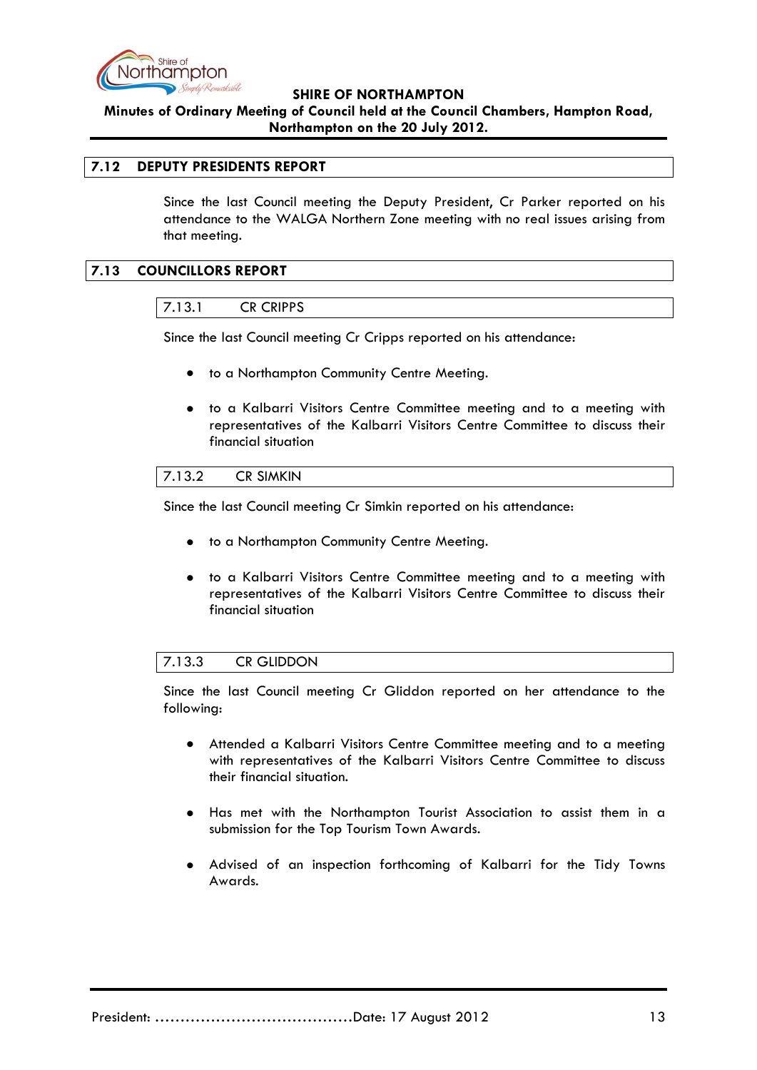## 7.12 DEPUTY PRESIDENTS REPORT

Since the last Council meeting the Deputy President, Cr Parker reported on his attendance to the WALGA Northern Zone meeting with no real issues arising from that meeting.

## 7.13 COUNCILLORS REPORT

### 7.13.1 CR CRIPPS

Since the last Council meeting Cr Cripps reported on his attendance:

- to a Northampton Community Centre Meeting.
- to a Kalbarri Visitors Centre Committee meeting and to a meeting with representatives of the Kalbarri Visitors Centre Committee to discuss their financial situation

### 7.13.2 CR SIMKIN

Since the last Council meeting Cr Simkin reported on his attendance:

- to a Northampton Community Centre Meeting.
- to a Kalbarri Visitors Centre Committee meeting and to a meeting with representatives of the Kalbarri Visitors Centre Committee to discuss their financial situation

### 7.13.3 CR GLIDDON

Since the last Council meeting Cr Gliddon reported on her attendance to the following:

- Attended a Kalbarri Visitors Centre Committee meeting and to a meeting with representatives of the Kalbarri Visitors Centre Committee to discuss their financial situation.
- Has met with the Northampton Tourist Association to assist them in a submission for the Top Tourism Town Awards.
- Advised of an inspection forthcoming of Kalbarri for the Tidy Towns Awards.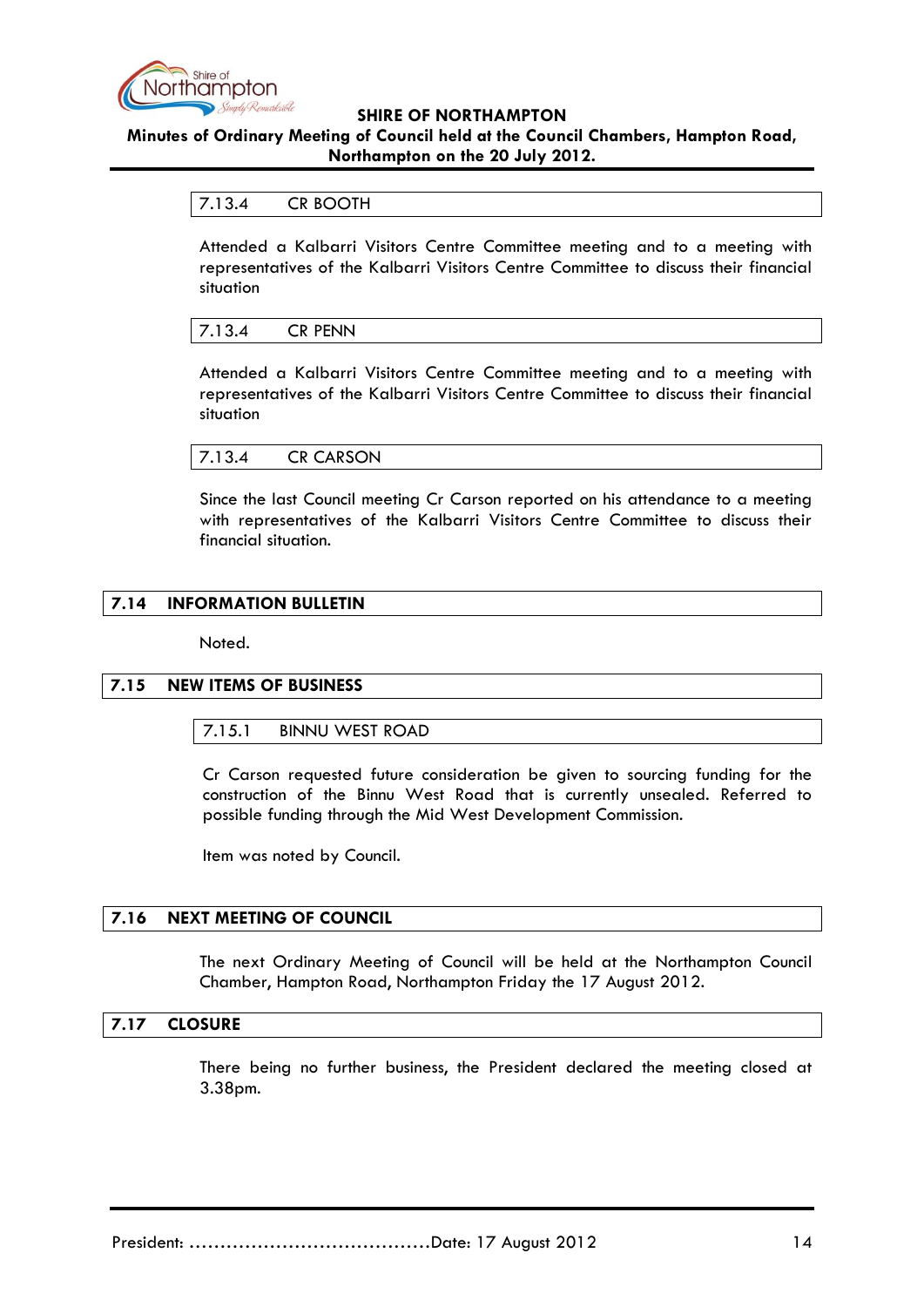### 7.13.4 CR BOOTH

Attended a Kalbarri Visitors Centre Committee meeting and to a meeting with representatives of the Kalbarri Visitors Centre Committee to discuss their financial situation

### 7.13.4 CR PENN

Attended a Kalbarri Visitors Centre Committee meeting and to a meeting with representatives of the Kalbarri Visitors Centre Committee to discuss their financial situation

### 7.13.4 CR CARSON

Since the last Council meeting Cr Carson reported on his attendance to a meeting with representatives of the Kalbarri Visitors Centre Committee to discuss their financial situation.

## 7.14 INFORMATION BULLETIN

Noted.

## 7.15 NEW ITEMS OF BUSINESS

### 7.15.1 BINNU WEST ROAD

Cr Carson requested future consideration be given to sourcing funding for the construction of the Binnu West Road that is currently unsealed. Referred to possible funding through the Mid West Development Commission.

Item was noted by Council.

## 7.16 NEXT MEETING OF COUNCIL

The next Ordinary Meeting of Council will be held at the Northampton Council Chamber, Hampton Road, Northampton Friday the 17 August 2012.

## 7.17 CLOSURE

There being no further business, the President declared the meeting closed at 3.38pm.

President: ……………………………………Date: 17 August 2012